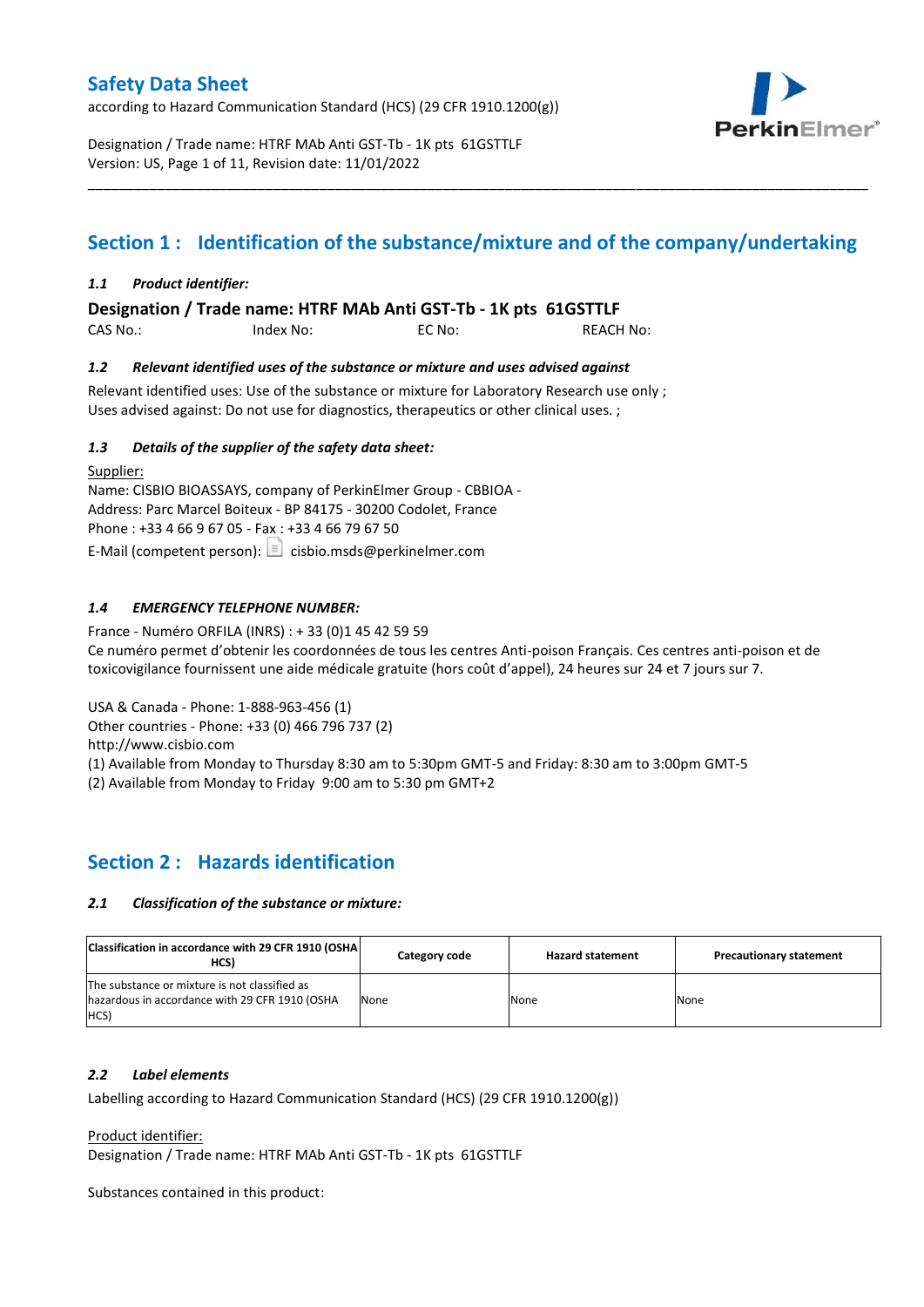# Safety Data Sheet

according to Hazard Communication Standard (HCS) (29 CFR 1910.1200(g))

Designation / Trade name: HTRF MAb Anti GST-Tb - 1K pts 61GSTTLF
Version: US, Page 1 of 11, Revision date: 11/01/2022

## Section 1 : Identification of the substance/mixture and of the company/undertaking

### *1.1 Product identifier:*

**Designation / Trade name: HTRF MAb Anti GST-Tb - 1K pts 61GSTTLF**

CAS No.: Index No: EC No: REACH No:

### *1.2 Relevant identified uses of the substance or mixture and uses advised against*

Relevant identified uses: Use of the substance or mixture for Laboratory Research use only ;
Uses advised against: Do not use for diagnostics, therapeutics or other clinical uses. ;

### *1.3 Details of the supplier of the safety data sheet:*

Supplier:
Name: CISBIO BIOASSAYS, company of PerkinElmer Group - CBBIOA -
Address: Parc Marcel Boiteux - BP 84175 - 30200 Codolet, France
Phone : +33 4 66 9 67 05 - Fax : +33 4 66 79 67 50
E-Mail (competent person): cisbio.msds@perkinelmer.com

### *1.4 EMERGENCY TELEPHONE NUMBER:*

France - Numéro ORFILA (INRS) : + 33 (0)1 45 42 59 59
Ce numéro permet d'obtenir les coordonnées de tous les centres Anti-poison Français. Ces centres anti-poison et de toxicovigilance fournissent une aide médicale gratuite (hors coût d'appel), 24 heures sur 24 et 7 jours sur 7.

USA & Canada - Phone: 1-888-963-456 (1)
Other countries - Phone: +33 (0) 466 796 737 (2)
http://www.cisbio.com
(1) Available from Monday to Thursday 8:30 am to 5:30pm GMT-5 and Friday: 8:30 am to 3:00pm GMT-5
(2) Available from Monday to Friday 9:00 am to 5:30 pm GMT+2

## Section 2 : Hazards identification

### *2.1 Classification of the substance or mixture:*

| Classification in accordance with 29 CFR 1910 (OSHA HCS) | Category code | Hazard statement | Precautionary statement |
|---|---|---|---|
| The substance or mixture is not classified as hazardous in accordance with 29 CFR 1910 (OSHA HCS) | None | None | None |

### *2.2 Label elements*

Labelling according to Hazard Communication Standard (HCS) (29 CFR 1910.1200(g))

Product identifier:
Designation / Trade name: HTRF MAb Anti GST-Tb - 1K pts 61GSTTLF

Substances contained in this product: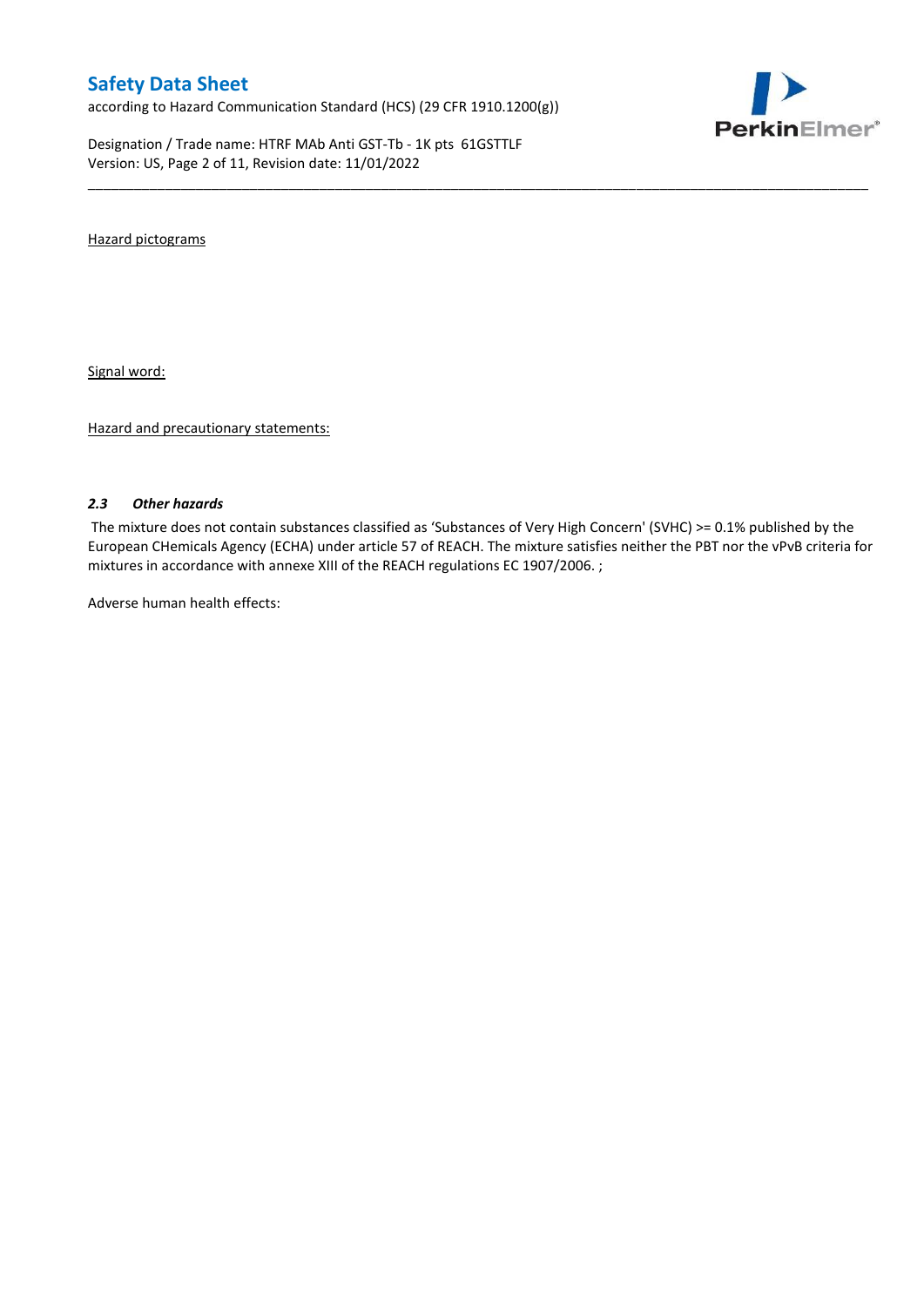Hazard pictograms

Signal word:

Hazard and precautionary statements:

### *2.3 Other hazards*

The mixture does not contain substances classified as 'Substances of Very High Concern' (SVHC) >= 0.1% published by the European CHemicals Agency (ECHA) under article 57 of REACH. The mixture satisfies neither the PBT nor the vPvB criteria for mixtures in accordance with annexe XIII of the REACH regulations EC 1907/2006. ;

Adverse human health effects: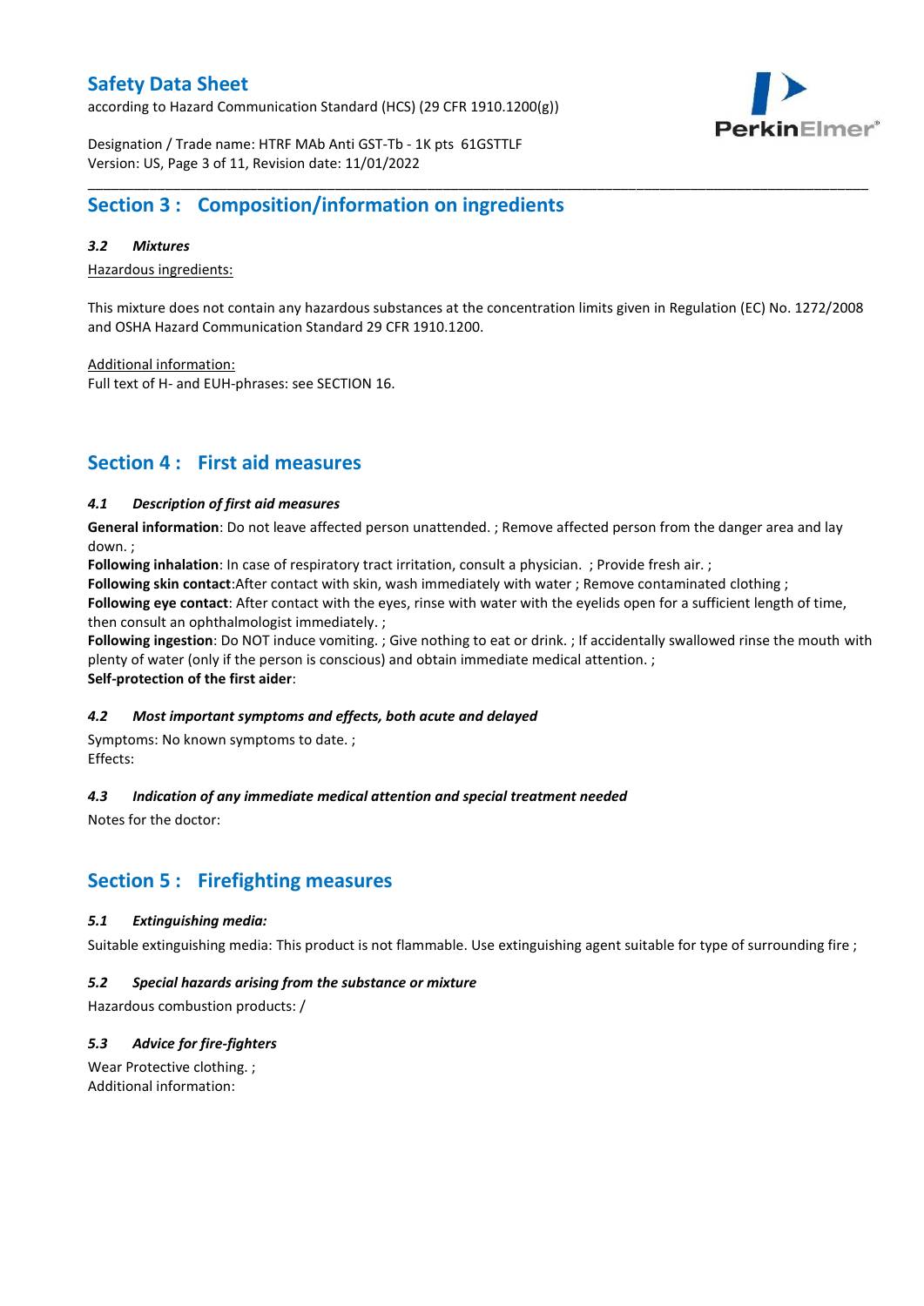## Section 3 : Composition/information on ingredients

### *3.2 Mixtures*

Hazardous ingredients:

This mixture does not contain any hazardous substances at the concentration limits given in Regulation (EC) No. 1272/2008 and OSHA Hazard Communication Standard 29 CFR 1910.1200.

Additional information:
Full text of H- and EUH-phrases: see SECTION 16.

## Section 4 : First aid measures

### *4.1 Description of first aid measures*

**General information**: Do not leave affected person unattended. ; Remove affected person from the danger area and lay down. ;
**Following inhalation**: In case of respiratory tract irritation, consult a physician. ; Provide fresh air. ;
**Following skin contact**:After contact with skin, wash immediately with water ; Remove contaminated clothing ;
**Following eye contact**: After contact with the eyes, rinse with water with the eyelids open for a sufficient length of time, then consult an ophthalmologist immediately. ;
**Following ingestion**: Do NOT induce vomiting. ; Give nothing to eat or drink. ; If accidentally swallowed rinse the mouth with plenty of water (only if the person is conscious) and obtain immediate medical attention. ;
**Self-protection of the first aider**:

### *4.2 Most important symptoms and effects, both acute and delayed*

Symptoms: No known symptoms to date. ;
Effects:

### *4.3 Indication of any immediate medical attention and special treatment needed*

Notes for the doctor:

## Section 5 : Firefighting measures

### *5.1 Extinguishing media:*

Suitable extinguishing media: This product is not flammable. Use extinguishing agent suitable for type of surrounding fire ;

### *5.2 Special hazards arising from the substance or mixture*

Hazardous combustion products: /

### *5.3 Advice for fire-fighters*

Wear Protective clothing. ;
Additional information: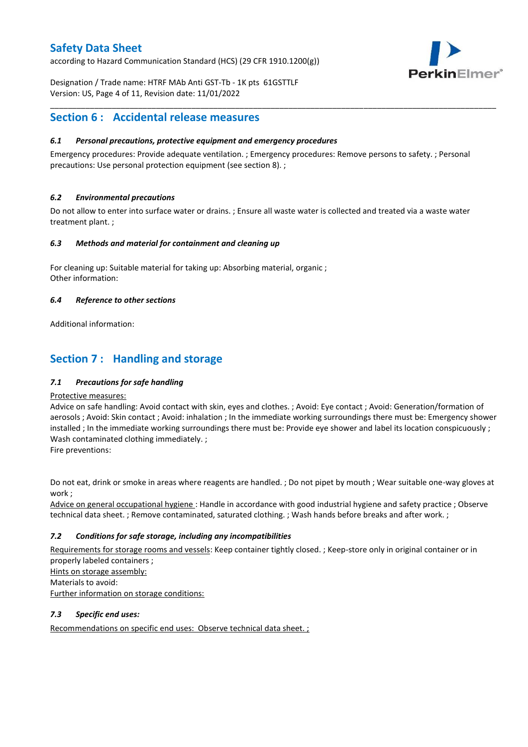## Section 6 : Accidental release measures

### *6.1 Personal precautions, protective equipment and emergency procedures*

Emergency procedures: Provide adequate ventilation. ; Emergency procedures: Remove persons to safety. ; Personal precautions: Use personal protection equipment (see section 8). ;

### *6.2 Environmental precautions*

Do not allow to enter into surface water or drains. ; Ensure all waste water is collected and treated via a waste water treatment plant. ;

### *6.3 Methods and material for containment and cleaning up*

For cleaning up: Suitable material for taking up: Absorbing material, organic ;
Other information:

### *6.4 Reference to other sections*

Additional information:

## Section 7 : Handling and storage

### *7.1 Precautions for safe handling*

Protective measures:
Advice on safe handling: Avoid contact with skin, eyes and clothes. ; Avoid: Eye contact ; Avoid: Generation/formation of aerosols ; Avoid: Skin contact ; Avoid: inhalation ; In the immediate working surroundings there must be: Emergency shower installed ; In the immediate working surroundings there must be: Provide eye shower and label its location conspicuously ; Wash contaminated clothing immediately. ;
Fire preventions:

Do not eat, drink or smoke in areas where reagents are handled. ; Do not pipet by mouth ; Wear suitable one-way gloves at work ;
Advice on general occupational hygiene : Handle in accordance with good industrial hygiene and safety practice ; Observe technical data sheet. ; Remove contaminated, saturated clothing. ; Wash hands before breaks and after work. ;

### *7.2 Conditions for safe storage, including any incompatibilities*

Requirements for storage rooms and vessels: Keep container tightly closed. ; Keep-store only in original container or in properly labeled containers ;
Hints on storage assembly:
Materials to avoid:
Further information on storage conditions:

### *7.3 Specific end uses:*

Recommendations on specific end uses: Observe technical data sheet. ;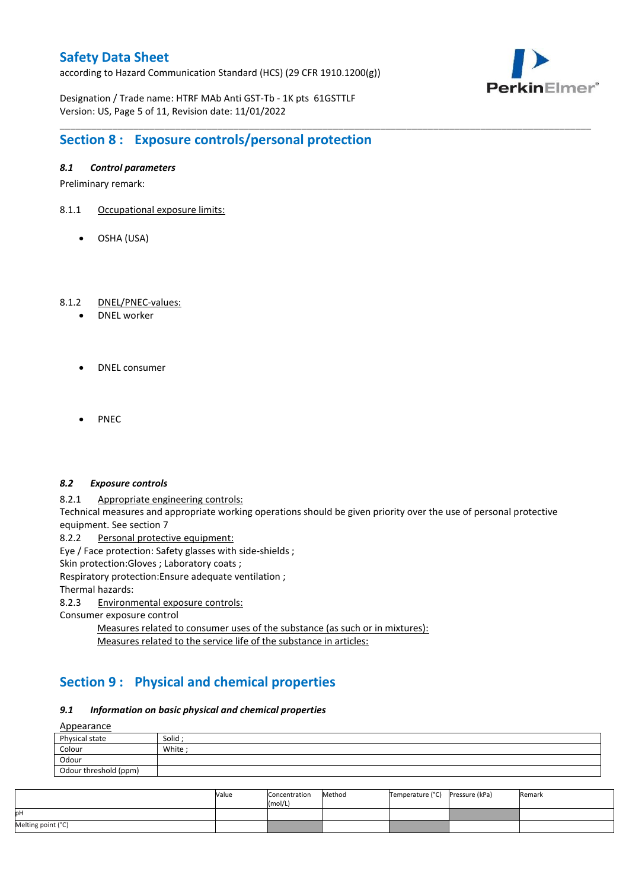## Section 8 : Exposure controls/personal protection

### *8.1 Control parameters*

Preliminary remark:

8.1.1 Occupational exposure limits:

- OSHA (USA)

8.1.2 DNEL/PNEC-values:

- DNEL worker

- DNEL consumer

- PNEC

### *8.2 Exposure controls*

8.2.1 Appropriate engineering controls:

Technical measures and appropriate working operations should be given priority over the use of personal protective equipment. See section 7

8.2.2 Personal protective equipment:

Eye / Face protection: Safety glasses with side-shields ;

Skin protection:Gloves ; Laboratory coats ;

Respiratory protection:Ensure adequate ventilation ;

Thermal hazards:

8.2.3 Environmental exposure controls:

Consumer exposure control

Measures related to consumer uses of the substance (as such or in mixtures):

Measures related to the service life of the substance in articles:

## Section 9 : Physical and chemical properties

### *9.1 Information on basic physical and chemical properties*

Appearance

| Physical state | Solid ; |
|---|---|
| Colour | White ; |
| Odour | |
| Odour threshold (ppm) | |

| | Value | Concentration (mol/L) | Method | Temperature (°C) | Pressure (kPa) | Remark |
|---|---|---|---|---|---|---|
| pH | | | | | | |
| Melting point (°C) | | | | | | |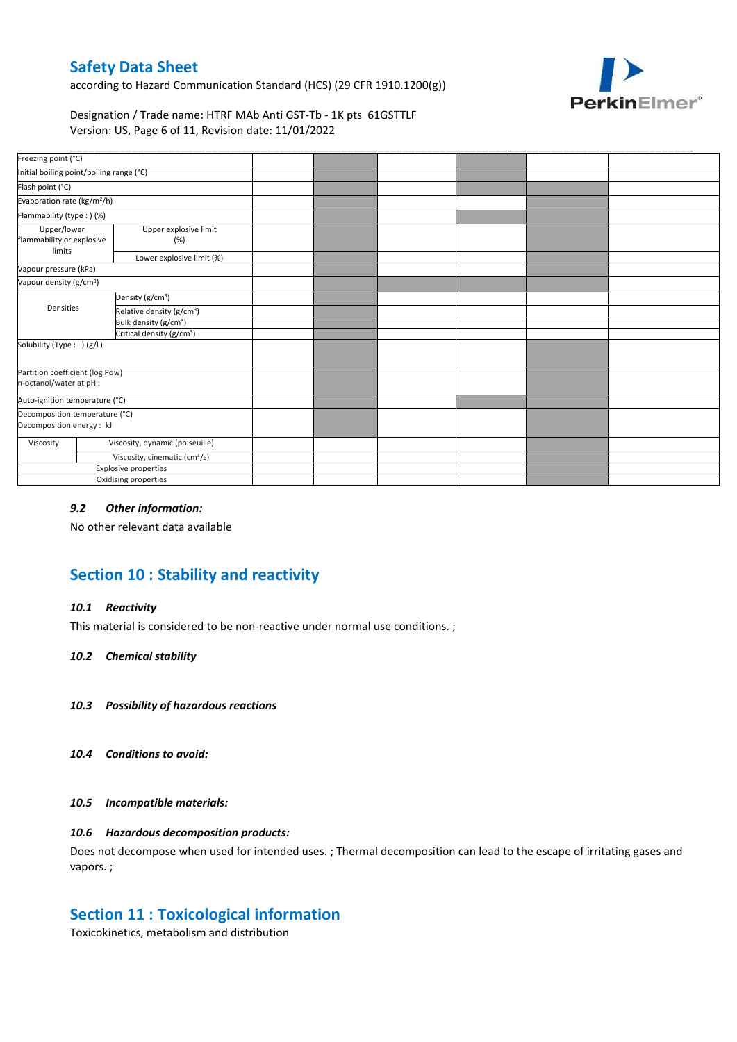| | | | | | | | |
|---|---|---|---|---|---|---|---|
| Freezing point (°C) | | | | | | | |
| Initial boiling point/boiling range (°C) | | | | | | | |
| Flash point (°C) | | | | | | | |
| Evaporation rate (kg/m²/h) | | | | | | | |
| Flammability (type : ) (%) | | | | | | | |
| Upper/lower flammability or explosive limits | Upper explosive limit (%) | | | | | | |
| | Lower explosive limit (%) | | | | | | |
| Vapour pressure (kPa) | | | | | | | |
| Vapour density (g/cm³) | | | | | | | |
| Densities | Density (g/cm³) | | | | | | |
| | Relative density (g/cm³) | | | | | | |
| | Bulk density (g/cm³) | | | | | | |
| | Critical density (g/cm³) | | | | | | |
| Solubility (Type : ) (g/L) | | | | | | | |
| Partition coefficient (log Pow) n-octanol/water at pH : | | | | | | | |
| Auto-ignition temperature (°C) | | | | | | | |
| Decomposition temperature (°C) Decomposition energy : kJ | | | | | | | |
| Viscosity | Viscosity, dynamic (poiseuille) | | | | | | |
| | Viscosity, cinematic (cm³/s) | | | | | | |
| Explosive properties | | | | | | | |
| Oxidising properties | | | | | | | |

### *9.2 Other information:*

No other relevant data available

## Section 10 : Stability and reactivity

### *10.1 Reactivity*

This material is considered to be non-reactive under normal use conditions. ;

### *10.2 Chemical stability*

### *10.3 Possibility of hazardous reactions*

### *10.4 Conditions to avoid:*

### *10.5 Incompatible materials:*

### *10.6 Hazardous decomposition products:*

Does not decompose when used for intended uses. ; Thermal decomposition can lead to the escape of irritating gases and vapors. ;

## Section 11 : Toxicological information

Toxicokinetics, metabolism and distribution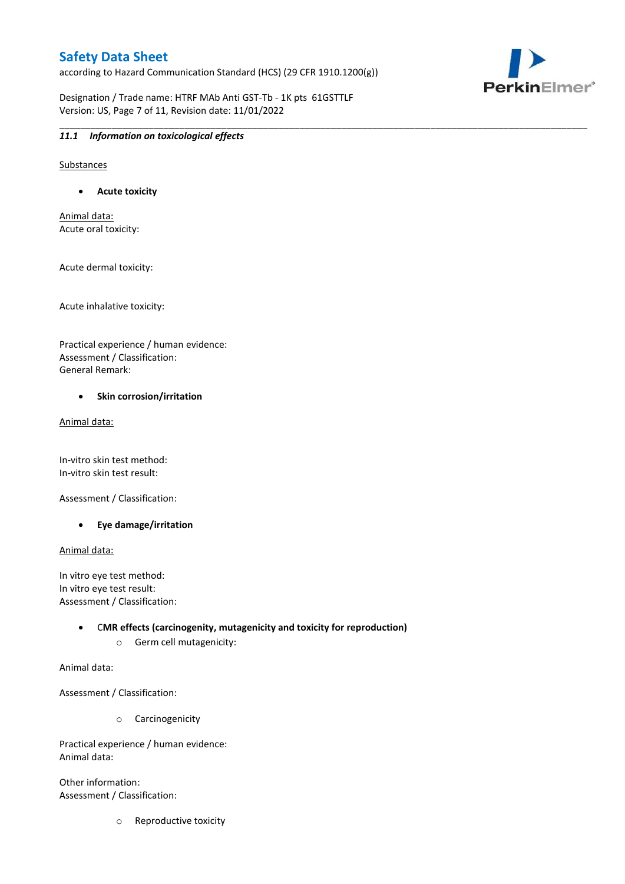### *11.1 Information on toxicological effects*

Substances

- **Acute toxicity**

Animal data:
Acute oral toxicity:

Acute dermal toxicity:

Acute inhalative toxicity:

Practical experience / human evidence:
Assessment / Classification:
General Remark:

- **Skin corrosion/irritation**

Animal data:

In-vitro skin test method:
In-vitro skin test result:

Assessment / Classification:

- **Eye damage/irritation**

Animal data:

In vitro eye test method:
In vitro eye test result:
Assessment / Classification:

- **CMR effects (carcinogenity, mutagenicity and toxicity for reproduction)**
  - Germ cell mutagenicity:

Animal data:

Assessment / Classification:

  - Carcinogenicity

Practical experience / human evidence:
Animal data:

Other information:
Assessment / Classification:

  - Reproductive toxicity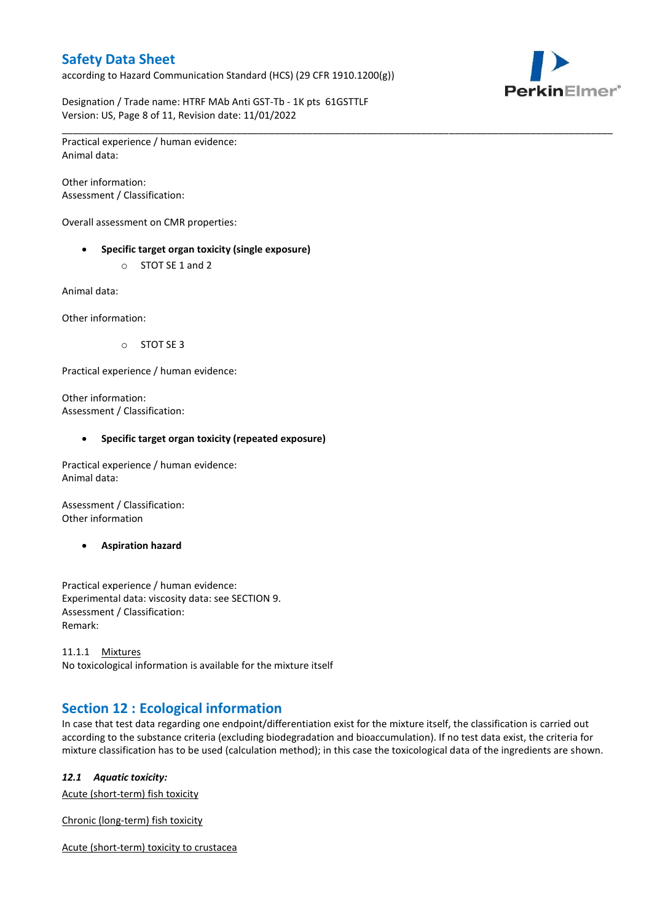Practical experience / human evidence:
Animal data:

Other information:
Assessment / Classification:

Overall assessment on CMR properties:

- **Specific target organ toxicity (single exposure)**
    - STOT SE 1 and 2

Animal data:

Other information:

- STOT SE 3

Practical experience / human evidence:

Other information:
Assessment / Classification:

- **Specific target organ toxicity (repeated exposure)**

Practical experience / human evidence:
Animal data:

Assessment / Classification:
Other information

- **Aspiration hazard**

Practical experience / human evidence:
Experimental data: viscosity data: see SECTION 9.
Assessment / Classification:
Remark:

11.1.1 Mixtures
No toxicological information is available for the mixture itself

## Section 12 : Ecological information

In case that test data regarding one endpoint/differentiation exist for the mixture itself, the classification is carried out according to the substance criteria (excluding biodegradation and bioaccumulation). If no test data exist, the criteria for mixture classification has to be used (calculation method); in this case the toxicological data of the ingredients are shown.

### *12.1 Aquatic toxicity:*

Acute (short-term) fish toxicity

Chronic (long-term) fish toxicity

Acute (short-term) toxicity to crustacea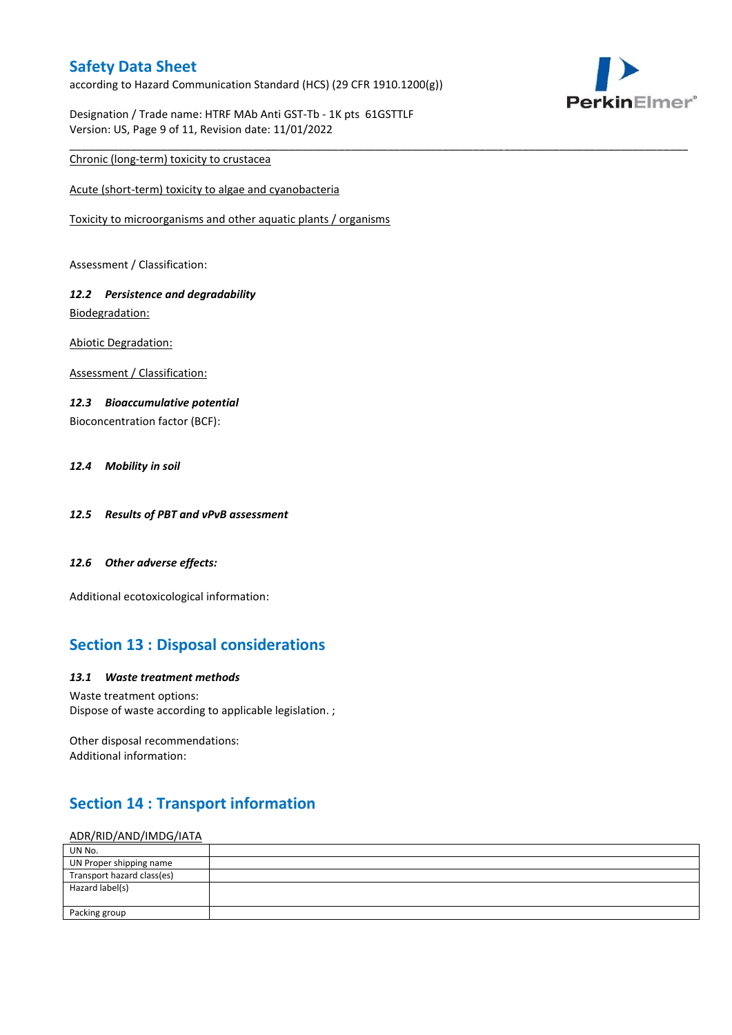Chronic (long-term) toxicity to crustacea

Acute (short-term) toxicity to algae and cyanobacteria

Toxicity to microorganisms and other aquatic plants / organisms

Assessment / Classification:

### 12.2 Persistence and degradability

Biodegradation:

Abiotic Degradation:

Assessment / Classification:

### 12.3 Bioaccumulative potential

Bioconcentration factor (BCF):

### 12.4 Mobility in soil

### 12.5 Results of PBT and vPvB assessment

### 12.6 Other adverse effects:

Additional ecotoxicological information:

## Section 13 : Disposal considerations

### 13.1 Waste treatment methods

Waste treatment options:
Dispose of waste according to applicable legislation. ;

Other disposal recommendations:
Additional information:

## Section 14 : Transport information

ADR/RID/AND/IMDG/IATA

| UN No. | |
|---|---|
| UN Proper shipping name | |
| Transport hazard class(es) | |
| Hazard label(s) | |
| Packing group | |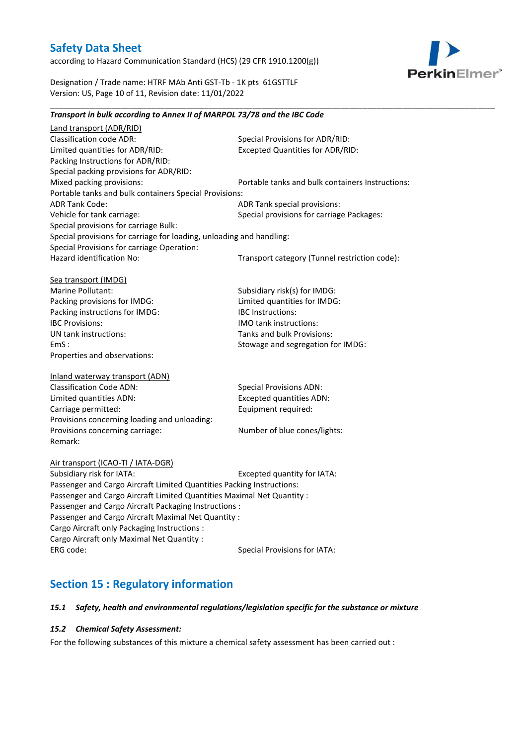***Transport in bulk according to Annex II of MARPOL 73/78 and the IBC Code***

Land transport (ADR/RID)

Classification code ADR:

Special Provisions for ADR/RID:

Limited quantities for ADR/RID:

Excepted Quantities for ADR/RID:

Packing Instructions for ADR/RID:

Special packing provisions for ADR/RID:

Mixed packing provisions:

Portable tanks and bulk containers Instructions:

Portable tanks and bulk containers Special Provisions:

ADR Tank Code:

ADR Tank special provisions:

Vehicle for tank carriage:

Special provisions for carriage Packages:

Special provisions for carriage Bulk:

Special provisions for carriage for loading, unloading and handling:

Special Provisions for carriage Operation:

Hazard identification No:

Transport category (Tunnel restriction code):

Sea transport (IMDG)

Marine Pollutant:

Subsidiary risk(s) for IMDG:

Packing provisions for IMDG:

Limited quantities for IMDG:

Packing instructions for IMDG:

IBC Instructions:

IBC Provisions:

IMO tank instructions:

UN tank instructions:

Tanks and bulk Provisions:

EmS :

Stowage and segregation for IMDG:

Properties and observations:

Inland waterway transport (ADN)

Classification Code ADN:

Special Provisions ADN:

Limited quantities ADN:

Excepted quantities ADN:

Carriage permitted:

Equipment required:

Provisions concerning loading and unloading:

Provisions concerning carriage:

Number of blue cones/lights:

Remark:

Air transport (ICAO-TI / IATA-DGR)

Subsidiary risk for IATA:

Excepted quantity for IATA:

Passenger and Cargo Aircraft Limited Quantities Packing Instructions:

Passenger and Cargo Aircraft Limited Quantities Maximal Net Quantity :

Passenger and Cargo Aircraft Packaging Instructions :

Passenger and Cargo Aircraft Maximal Net Quantity :

Cargo Aircraft only Packaging Instructions :

Cargo Aircraft only Maximal Net Quantity :

ERG code:

Special Provisions for IATA:

## Section 15 : Regulatory information

### *15.1 Safety, health and environmental regulations/legislation specific for the substance or mixture*

### *15.2 Chemical Safety Assessment:*

For the following substances of this mixture a chemical safety assessment has been carried out :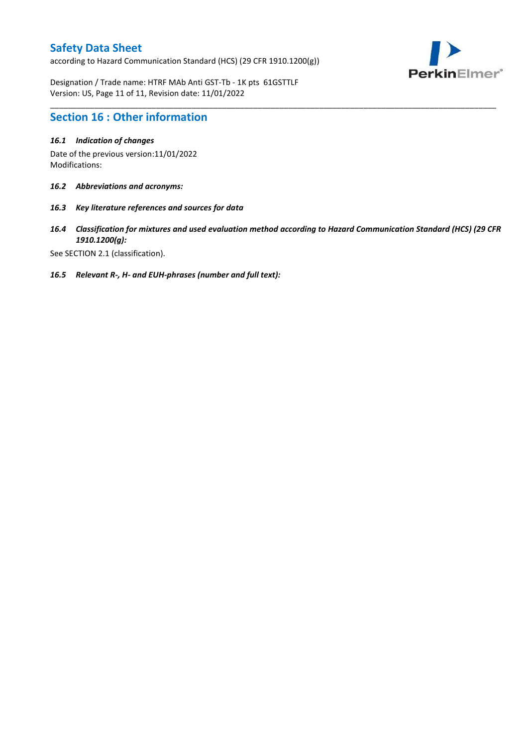## Section 16 : Other information

### *16.1 Indication of changes*

Date of the previous version:11/01/2022
Modifications:

### *16.2 Abbreviations and acronyms:*

### *16.3 Key literature references and sources for data*

### *16.4 Classification for mixtures and used evaluation method according to Hazard Communication Standard (HCS) (29 CFR 1910.1200(g):*

See SECTION 2.1 (classification).

### *16.5 Relevant R-, H- and EUH-phrases (number and full text):*